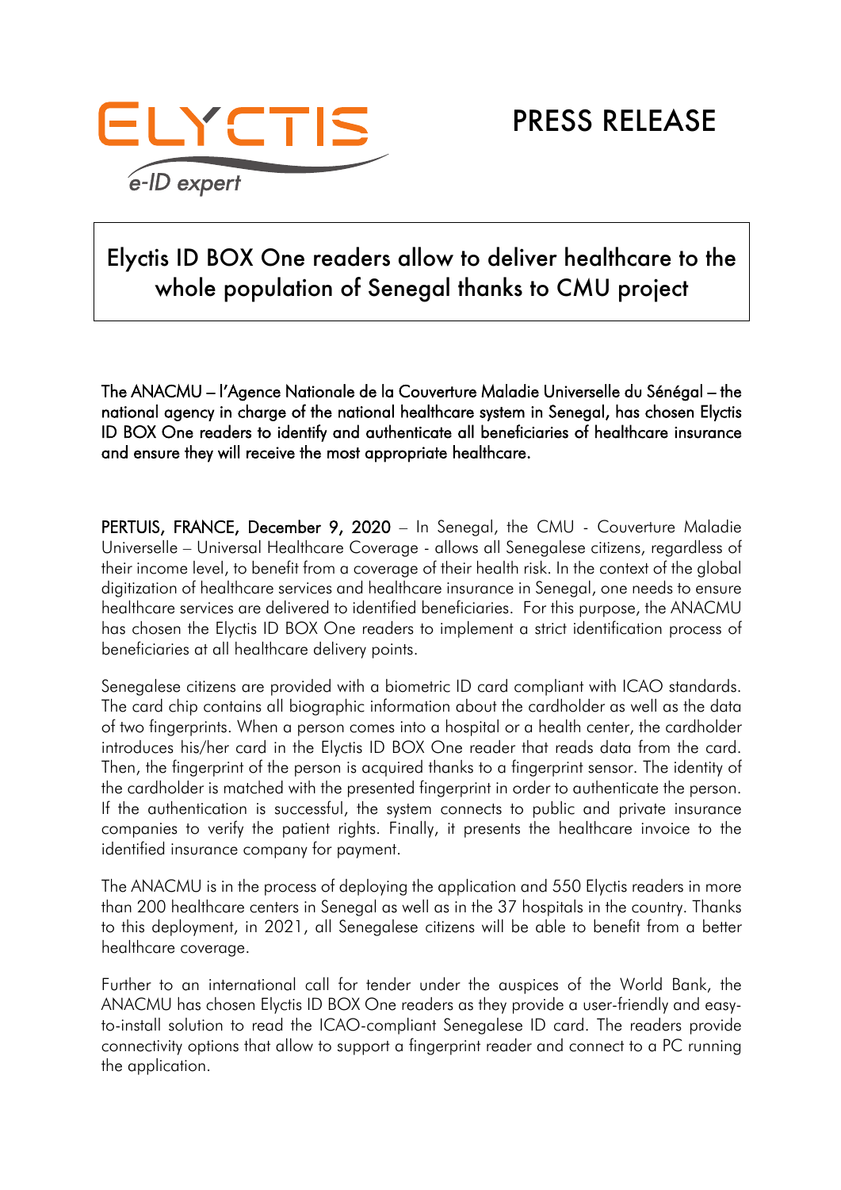ELYCTIS

*e-ID expert*

# PRESS RELEASE

## Elyctis ID BOX One readers allow to deliver healthcare to the whole population of Senegal thanks to CMU project

The ANACMU – l'Agence Nationale de la Couverture Maladie Universelle du Sénégal – the national agency in charge of the national healthcare system in Senegal, has chosen Elyctis ID BOX One readers to identify and authenticate all beneficiaries of healthcare insurance and ensure they will receive the most appropriate healthcare.

**PERTUIS, FRANCE, December 9, 2020** – In Senegal, the CMU - Couverture Maladie Universelle – Universal Healthcare Coverage - allows all Senegalese citizens, regardless of their income level, to benefit from a coverage of their health risk. In the context of the global digitization of healthcare services and healthcare insurance in Senegal, one needs to ensure healthcare services are delivered to identified beneficiaries. For this purpose, the ANACMU has chosen the Elyctis ID BOX One readers to implement a strict identification process of beneficiaries at all healthcare delivery points.

Senegalese citizens are provided with a biometric ID card compliant with ICAO standards. The card chip contains all biographic information about the cardholder as well as the data of two fingerprints. When a person comes into a hospital or a health center, the cardholder introduces his/her card in the Elyctis ID BOX One reader that reads data from the card. Then, the fingerprint of the person is acquired thanks to a fingerprint sensor. The identity of the cardholder is matched with the presented fingerprint in order to authenticate the person. If the authentication is successful, the system connects to public and private insurance companies to verify the patient rights. Finally, it presents the healthcare invoice to the identified insurance company for payment.

The ANACMU is in the process of deploying the application and 550 Elyctis readers in more than 200 healthcare centers in Senegal as well as in the 37 hospitals in the country. Thanks to this deployment, in 2021, all Senegalese citizens will be able to benefit from a better healthcare coverage.

Further to an international call for tender under the auspices of the World Bank, the ANACMU has chosen Elyctis ID BOX One readers as they provide a user-friendly and easy-to-install solution to read the ICAO-compliant Senegalese ID card. The readers provide connectivity options that allow to support a fingerprint reader and connect to a PC running the application.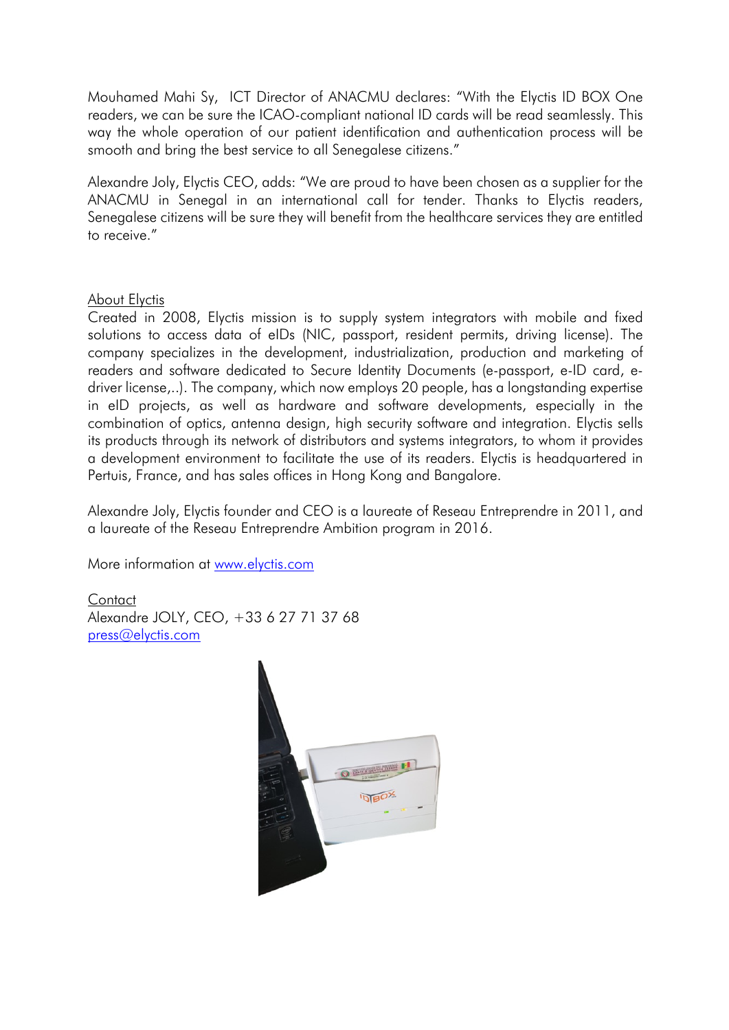Mouhamed Mahi Sy, ICT Director of ANACMU declares: "With the Elyctis ID BOX One readers, we can be sure the ICAO-compliant national ID cards will be read seamlessly. This way the whole operation of our patient identification and authentication process will be smooth and bring the best service to all Senegalese citizens."

Alexandre Joly, Elyctis CEO, adds: "We are proud to have been chosen as a supplier for the ANACMU in Senegal in an international call for tender. Thanks to Elyctis readers, Senegalese citizens will be sure they will benefit from the healthcare services they are entitled to receive."

About Elyctis

Created in 2008, Elyctis mission is to supply system integrators with mobile and fixed solutions to access data of eIDs (NIC, passport, resident permits, driving license). The company specializes in the development, industrialization, production and marketing of readers and software dedicated to Secure Identity Documents (e-passport, e-ID card, e-driver license,..). The company, which now employs 20 people, has a longstanding expertise in eID projects, as well as hardware and software developments, especially in the combination of optics, antenna design, high security software and integration. Elyctis sells its products through its network of distributors and systems integrators, to whom it provides a development environment to facilitate the use of its readers. Elyctis is headquartered in Pertuis, France, and has sales offices in Hong Kong and Bangalore.

Alexandre Joly, Elyctis founder and CEO is a laureate of Reseau Entreprendre in 2011, and a laureate of the Reseau Entreprendre Ambition program in 2016.

More information at www.elyctis.com

Contact

Alexandre JOLY, CEO, +33 6 27 71 37 68

press@elyctis.com